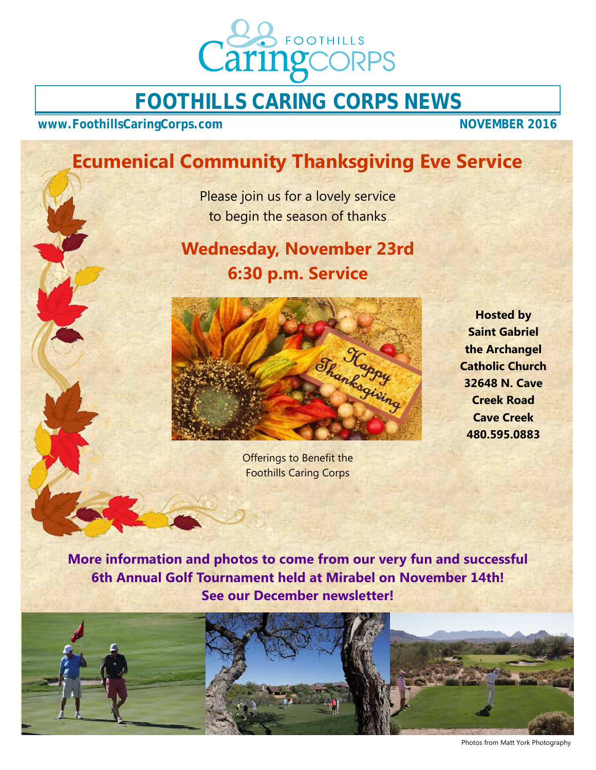# FOOTHILLS CARING CORPS NEWS

**www.FoothillsCaringCorps.com** **NOVEMBER 2016**

## Ecumenical Community Thanksgiving Eve Service

Please join us for a lovely service
to begin the season of thanks

### Wednesday, November 23rd
### 6:30 p.m. Service

**Hosted by Saint Gabriel the Archangel Catholic Church**
**32648 N. Cave Creek Road**
**Cave Creek**
**480.595.0883**

Offerings to Benefit the Foothills Caring Corps

**More information and photos to come from our very fun and successful 6th Annual Golf Tournament held at Mirabel on November 14th! See our December newsletter!**

Photos from Matt York Photography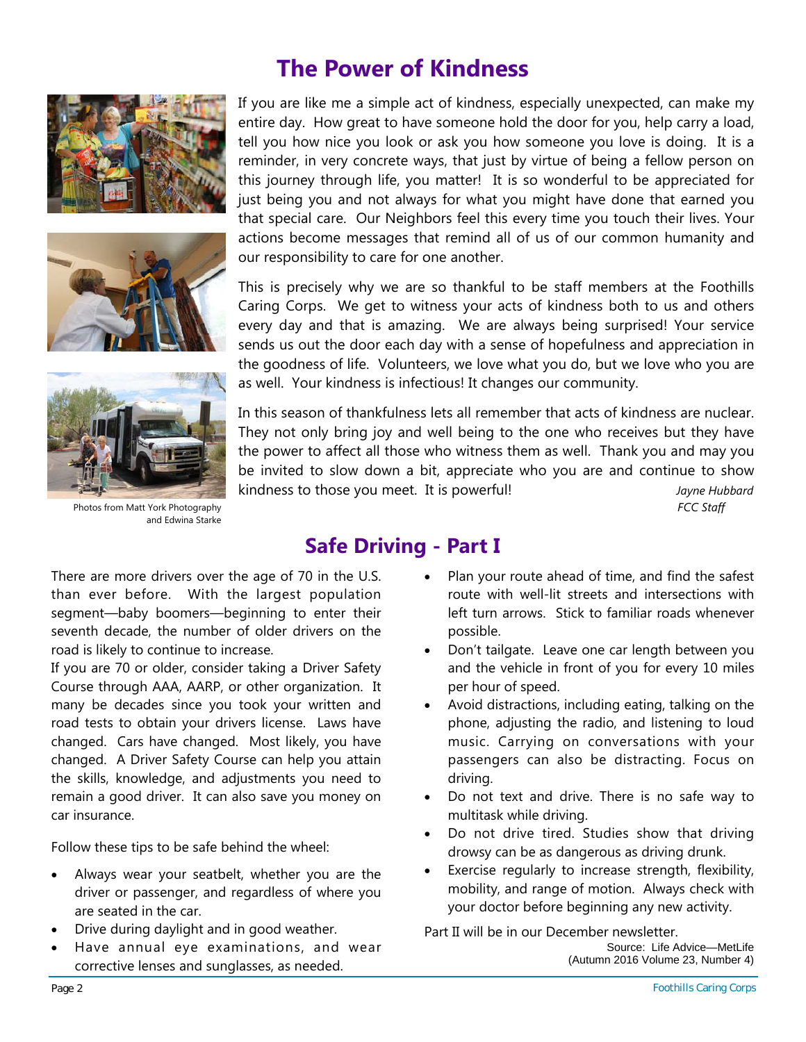## The Power of Kindness

If you are like me a simple act of kindness, especially unexpected, can make my entire day. How great to have someone hold the door for you, help carry a load, tell you how nice you look or ask you how someone you love is doing. It is a reminder, in very concrete ways, that just by virtue of being a fellow person on this journey through life, you matter! It is so wonderful to be appreciated for just being you and not always for what you might have done that earned you that special care. Our Neighbors feel this every time you touch their lives. Your actions become messages that remind all of us of our common humanity and our responsibility to care for one another.

This is precisely why we are so thankful to be staff members at the Foothills Caring Corps. We get to witness your acts of kindness both to us and others every day and that is amazing. We are always being surprised! Your service sends us out the door each day with a sense of hopefulness and appreciation in the goodness of life. Volunteers, we love what you do, but we love who you are as well. Your kindness is infectious! It changes our community.

In this season of thankfulness lets all remember that acts of kindness are nuclear. They not only bring joy and well being to the one who receives but they have the power to affect all those who witness them as well. Thank you and may you be invited to slow down a bit, appreciate who you are and continue to show kindness to those you meet. It is powerful!

*Jayne Hubbard*
*FCC Staff*

Photos from Matt York Photography and Edwina Starke

## Safe Driving - Part I

There are more drivers over the age of 70 in the U.S. than ever before. With the largest population segment—baby boomers—beginning to enter their seventh decade, the number of older drivers on the road is likely to continue to increase.

If you are 70 or older, consider taking a Driver Safety Course through AAA, AARP, or other organization. It many be decades since you took your written and road tests to obtain your drivers license. Laws have changed. Cars have changed. Most likely, you have changed. A Driver Safety Course can help you attain the skills, knowledge, and adjustments you need to remain a good driver. It can also save you money on car insurance.

Follow these tips to be safe behind the wheel:

- Always wear your seatbelt, whether you are the driver or passenger, and regardless of where you are seated in the car.
- Drive during daylight and in good weather.
- Have annual eye examinations, and wear corrective lenses and sunglasses, as needed.
- Plan your route ahead of time, and find the safest route with well-lit streets and intersections with left turn arrows. Stick to familiar roads whenever possible.
- Don't tailgate. Leave one car length between you and the vehicle in front of you for every 10 miles per hour of speed.
- Avoid distractions, including eating, talking on the phone, adjusting the radio, and listening to loud music. Carrying on conversations with your passengers can also be distracting. Focus on driving.
- Do not text and drive. There is no safe way to multitask while driving.
- Do not drive tired. Studies show that driving drowsy can be as dangerous as driving drunk.
- Exercise regularly to increase strength, flexibility, mobility, and range of motion. Always check with your doctor before beginning any new activity.

Part II will be in our December newsletter.

Source: Life Advice—MetLife
(Autumn 2016 Volume 23, Number 4)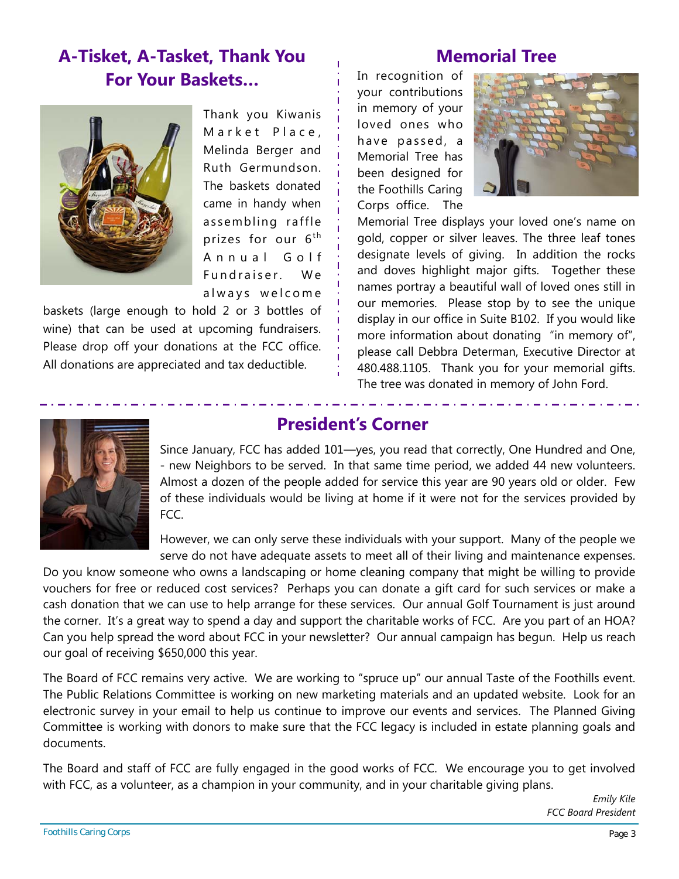## A-Tisket, A-Tasket, Thank You For Your Baskets...

Thank you Kiwanis Market Place, Melinda Berger and Ruth Germundson. The baskets donated came in handy when assembling raffle prizes for our 6th Annual Golf Fundraiser. We always welcome baskets (large enough to hold 2 or 3 bottles of wine) that can be used at upcoming fundraisers. Please drop off your donations at the FCC office. All donations are appreciated and tax deductible.

## Memorial Tree

In recognition of your contributions in memory of your loved ones who have passed, a Memorial Tree has been designed for the Foothills Caring Corps office. The Memorial Tree displays your loved one's name on gold, copper or silver leaves. The three leaf tones designate levels of giving. In addition the rocks and doves highlight major gifts. Together these names portray a beautiful wall of loved ones still in our memories. Please stop by to see the unique display in our office in Suite B102. If you would like more information about donating "in memory of", please call Debbra Determan, Executive Director at 480.488.1105. Thank you for your memorial gifts. The tree was donated in memory of John Ford.

## President's Corner

Since January, FCC has added 101—yes, you read that correctly, One Hundred and One, - new Neighbors to be served. In that same time period, we added 44 new volunteers. Almost a dozen of the people added for service this year are 90 years old or older. Few of these individuals would be living at home if it were not for the services provided by FCC.

However, we can only serve these individuals with your support. Many of the people we serve do not have adequate assets to meet all of their living and maintenance expenses. Do you know someone who owns a landscaping or home cleaning company that might be willing to provide vouchers for free or reduced cost services? Perhaps you can donate a gift card for such services or make a cash donation that we can use to help arrange for these services. Our annual Golf Tournament is just around the corner. It's a great way to spend a day and support the charitable works of FCC. Are you part of an HOA? Can you help spread the word about FCC in your newsletter? Our annual campaign has begun. Help us reach our goal of receiving $650,000 this year.

The Board of FCC remains very active. We are working to "spruce up" our annual Taste of the Foothills event. The Public Relations Committee is working on new marketing materials and an updated website. Look for an electronic survey in your email to help us continue to improve our events and services. The Planned Giving Committee is working with donors to make sure that the FCC legacy is included in estate planning goals and documents.

The Board and staff of FCC are fully engaged in the good works of FCC. We encourage you to get involved with FCC, as a volunteer, as a champion in your community, and in your charitable giving plans.

*Emily Kile*
*FCC Board President*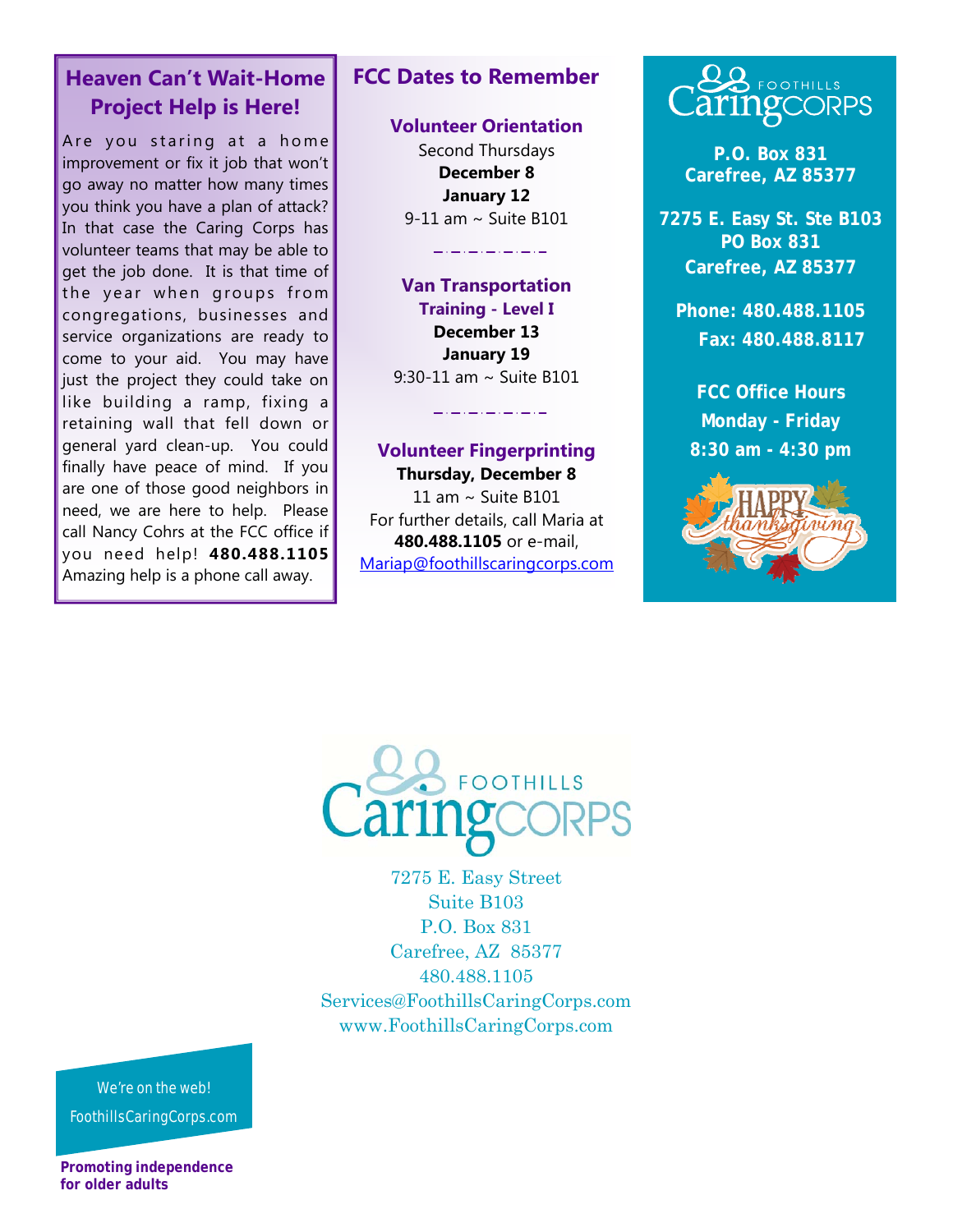## Heaven Can't Wait-Home Project Help is Here!

Are you staring at a home improvement or fix it job that won't go away no matter how many times you think you have a plan of attack? In that case the Caring Corps has volunteer teams that may be able to get the job done. It is that time of the year when groups from congregations, businesses and service organizations are ready to come to your aid. You may have just the project they could take on like building a ramp, fixing a retaining wall that fell down or general yard clean-up. You could finally have peace of mind. If you are one of those good neighbors in need, we are here to help. Please call Nancy Cohrs at the FCC office if you need help! **480.488.1105** Amazing help is a phone call away.

## FCC Dates to Remember

### Volunteer Orientation

Second Thursdays
**December 8**
**January 12**
9-11 am ~ Suite B101

### Van Transportation Training - Level I

**December 13**
**January 19**
9:30-11 am ~ Suite B101

### Volunteer Fingerprinting

**Thursday, December 8**
11 am ~ Suite B101
For further details, call Maria at **480.488.1105** or e-mail, Mariap@foothillscaringcorps.com

**Foothills Caring Corps**

**P.O. Box 831**
**Carefree, AZ 85377**

**7275 E. Easy St. Ste B103**
**PO Box 831**
**Carefree, AZ 85377**

**Phone: 480.488.1105**
**Fax: 480.488.8117**

**FCC Office Hours**
**Monday - Friday**
**8:30 am - 4:30 pm**

Happy Thanksgiving

Foothills Caring Corps

7275 E. Easy Street
Suite B103
P.O. Box 831
Carefree, AZ 85377
480.488.1105
Services@FoothillsCaringCorps.com
www.FoothillsCaringCorps.com

We're on the web!
FoothillsCaringCorps.com

**Promoting independence for older adults**